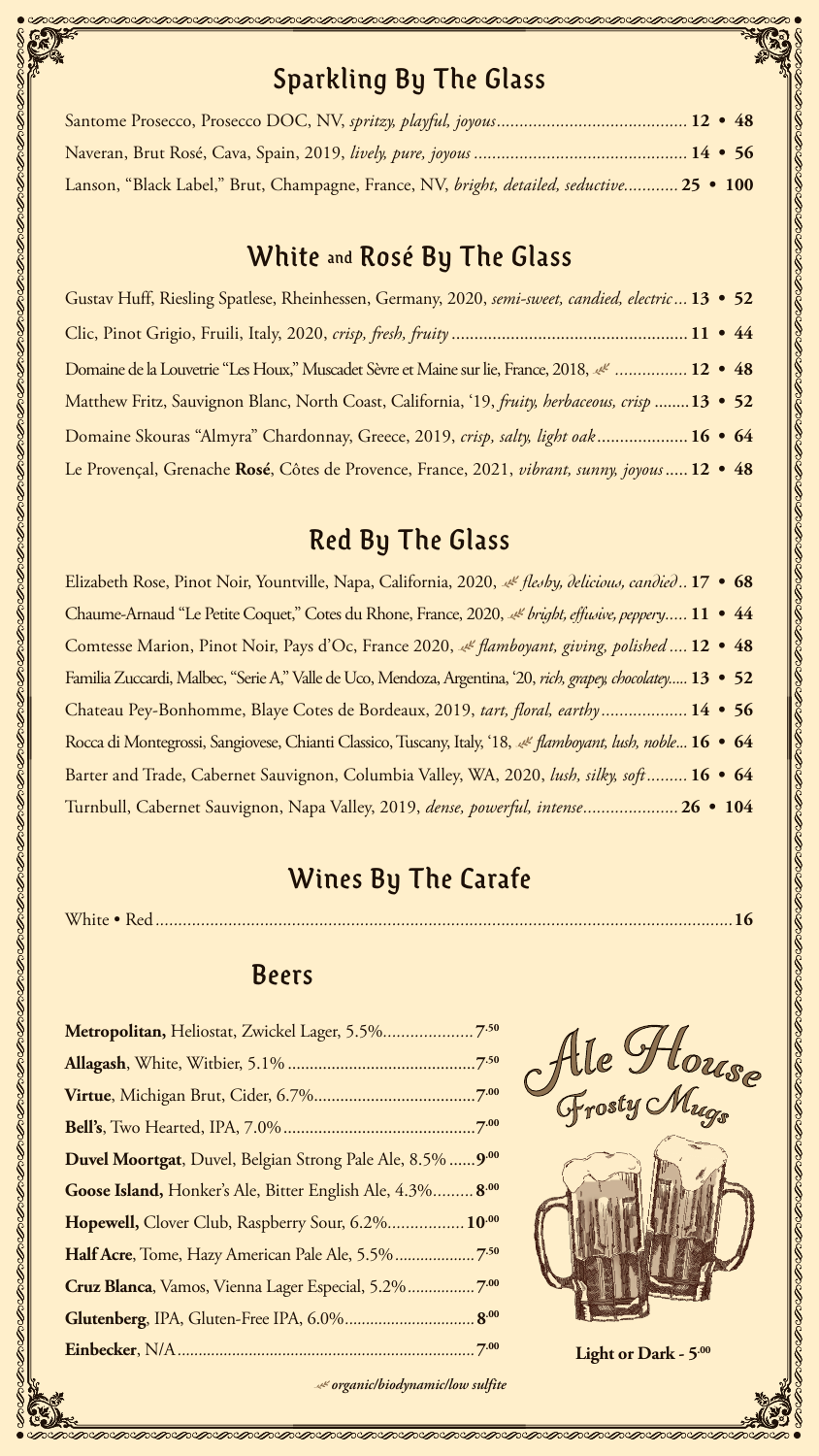## Sparkling By The Glass

Santome Prosecco, Prosecco DOC, NV, *spritzy, playful, joyous* .......... **12 • 48**

Naveran, Brut Rosé, Cava, Spain, 2019, *lively, pure, joyous* .......... **14 • 56**

Lanson, "Black Label," Brut, Champagne, France, NV, *bright, detailed, seductive* .......... **25 • 100**

## White and Rosé By The Glass

Gustav Huff, Riesling Spatlese, Rheinhessen, Germany, 2020, *semi-sweet, candied, electric* ... **13 • 52**

Clic, Pinot Grigio, Fruili, Italy, 2020, *crisp, fresh, fruity* .......... **11 • 44**

Domaine de la Louvetrie "Les Houx," Muscadet Sèvre et Maine sur lie, France, 2018, ❦ .......... **12 • 48**

Matthew Fritz, Sauvignon Blanc, North Coast, California, '19, *fruity, herbaceous, crisp* .......... **13 • 52**

Domaine Skouras "Almyra" Chardonnay, Greece, 2019, *crisp, salty, light oak* .......... **16 • 64**

Le Provençal, Grenache **Rosé**, Côtes de Provence, France, 2021, *vibrant, sunny, joyous* ..... **12 • 48**

## Red By The Glass

Elizabeth Rose, Pinot Noir, Yountville, Napa, California, 2020, ❦ *fleshy, delicious, candied* .. **17 • 68**

Chaume-Arnaud "Le Petite Coquet," Cotes du Rhone, France, 2020, ❦ *bright, effusive, peppery* ..... **11 • 44**

Comtesse Marion, Pinot Noir, Pays d'Oc, France 2020, ❦ *flamboyant, giving, polished* .... **12 • 48**

Familia Zuccardi, Malbec, "Serie A," Valle de Uco, Mendoza, Argentina, '20, *rich, grapey, chocolatey* ..... **13 • 52**

Chateau Pey-Bonhomme, Blaye Cotes de Bordeaux, 2019, *tart, floral, earthy* .......... **14 • 56**

Rocca di Montegrossi, Sangiovese, Chianti Classico, Tuscany, Italy, '18, ❦ *flamboyant, lush, noble* ... **16 • 64**

Barter and Trade, Cabernet Sauvignon, Columbia Valley, WA, 2020, *lush, silky, soft* .......... **16 • 64**

Turnbull, Cabernet Sauvignon, Napa Valley, 2019, *dense, powerful, intense* .......... **26 • 104**

## Wines By The Carafe

White • Red .......... **16**

## Beers

**Metropolitan,** Heliostat, Zwickel Lager, 5.5% .......... 7.50

**Allagash**, White, Witbier, 5.1% .......... 7.50

**Virtue**, Michigan Brut, Cider, 6.7% .......... 7.00

**Bell's**, Two Hearted, IPA, 7.0% .......... 7.00

**Duvel Moortgat**, Duvel, Belgian Strong Pale Ale, 8.5% .......... **9.00**

**Goose Island,** Honker's Ale, Bitter English Ale, 4.3% .......... **8.00**

**Hopewell,** Clover Club, Raspberry Sour, 6.2% .......... **10.00**

**Half Acre**, Tome, Hazy American Pale Ale, 5.5% .......... 7.50

**Cruz Blanca**, Vamos, Vienna Lager Especial, 5.2% .......... 7.00

**Glutenberg**, IPA, Gluten-Free IPA, 6.0% .......... **8.00**

**Einbecker**, N/A .......... 7.00

### Ale House
*Frosty Mugs*

**Light or Dark - 5.00**

❦ ***organic/biodynamic/low sulfite***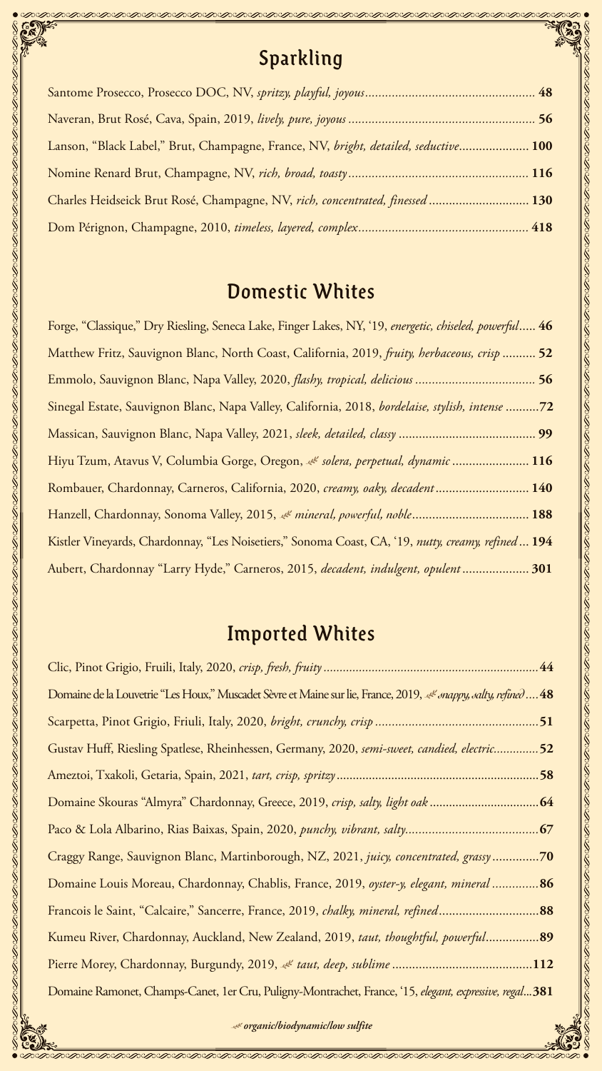## Sparkling

Santome Prosecco, Prosecco DOC, NV, *spritzy, playful, joyous* .................... **48**

Naveran, Brut Rosé, Cava, Spain, 2019, *lively, pure, joyous* .................... **56**

Lanson, "Black Label," Brut, Champagne, France, NV, *bright, detailed, seductive* .................... **100**

Nomine Renard Brut, Champagne, NV, *rich, broad, toasty* .................... **116**

Charles Heidseick Brut Rosé, Champagne, NV, *rich, concentrated, finessed* .................... **130**

Dom Pérignon, Champagne, 2010, *timeless, layered, complex* .................... **418**

## Domestic Whites

Forge, "Classique," Dry Riesling, Seneca Lake, Finger Lakes, NY, '19, *energetic, chiseled, powerful* .................... **46**

Matthew Fritz, Sauvignon Blanc, North Coast, California, 2019, *fruity, herbaceous, crisp* .................... **52**

Emmolo, Sauvignon Blanc, Napa Valley, 2020, *flashy, tropical, delicious* .................... **56**

Sinegal Estate, Sauvignon Blanc, Napa Valley, California, 2018, *bordelaise, stylish, intense* .................... **72**

Massican, Sauvignon Blanc, Napa Valley, 2021, *sleek, detailed, classy* .................... **99**

Hiyu Tzum, Atavus V, Columbia Gorge, Oregon, ❦ *solera, perpetual, dynamic* .................... **116**

Rombauer, Chardonnay, Carneros, California, 2020, *creamy, oaky, decadent* .................... **140**

Hanzell, Chardonnay, Sonoma Valley, 2015, ❦ *mineral, powerful, noble* .................... **188**

Kistler Vineyards, Chardonnay, "Les Noisetiers," Sonoma Coast, CA, '19, *nutty, creamy, refined* .................... **194**

Aubert, Chardonnay "Larry Hyde," Carneros, 2015, *decadent, indulgent, opulent* .................... **301**

## Imported Whites

Clic, Pinot Grigio, Fruili, Italy, 2020, *crisp, fresh, fruity* .................... **44**

Domaine de la Louvetrie "Les Houx," Muscadet Sèvre et Maine sur lie, France, 2019, ❦ *snappy, salty, refined* .................... **48**

Scarpetta, Pinot Grigio, Friuli, Italy, 2020, *bright, crunchy, crisp* .................... **51**

Gustav Huff, Riesling Spatlese, Rheinhessen, Germany, 2020, *semi-sweet, candied, electric* .................... **52**

Ameztoi, Txakoli, Getaria, Spain, 2021, *tart, crisp, spritzy* .................... **58**

Domaine Skouras "Almyra" Chardonnay, Greece, 2019, *crisp, salty, light oak* .................... **64**

Paco & Lola Albarino, Rias Baixas, Spain, 2020, *punchy, vibrant, salty* .................... **67**

Craggy Range, Sauvignon Blanc, Martinborough, NZ, 2021, *juicy, concentrated, grassy* .................... **70**

Domaine Louis Moreau, Chardonnay, Chablis, France, 2019, *oyster-y, elegant, mineral* .................... **86**

Francois le Saint, "Calcaire," Sancerre, France, 2019, *chalky, mineral, refined* .................... **88**

Kumeu River, Chardonnay, Auckland, New Zealand, 2019, *taut, thoughtful, powerful* .................... **89**

Pierre Morey, Chardonnay, Burgundy, 2019, ❦ *taut, deep, sublime* .................... **112**

Domaine Ramonet, Champs-Canet, 1er Cru, Puligny-Montrachet, France, '15, *elegant, expressive, regal* .................... **381**

❦ ***organic/biodynamic/low sulfite***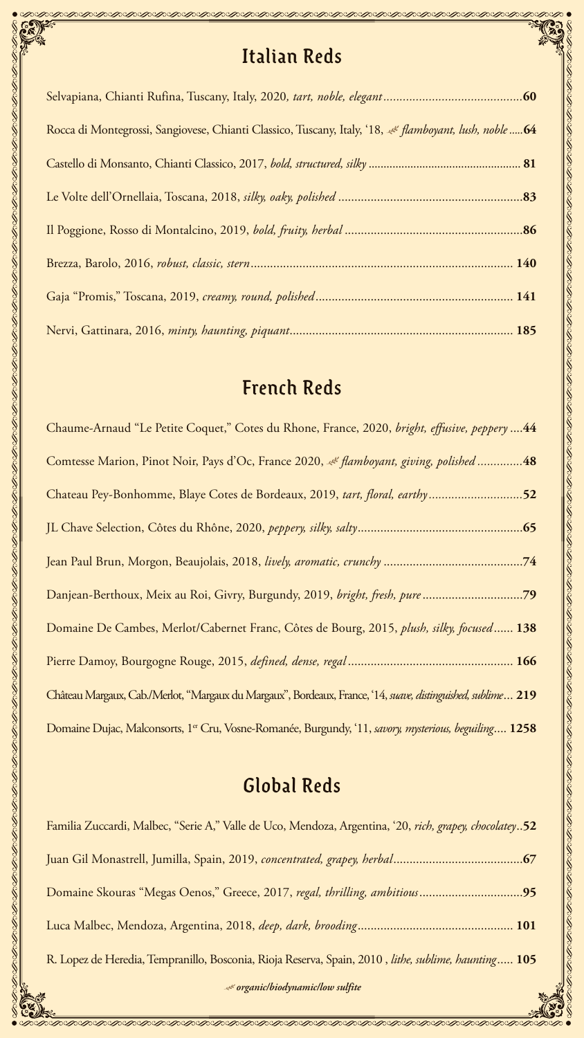## Italian Reds

Selvapiana, Chianti Rufina, Tuscany, Italy, 2020, *tart, noble, elegant*............................................**60**

Rocca di Montegrossi, Sangiovese, Chianti Classico, Tuscany, Italy, '18, *flamboyant, lush, noble*.....**64**

Castello di Monsanto, Chianti Classico, 2017, *bold, structured, silky*.................................................**81**

Le Volte dell'Ornellaia, Toscana, 2018, *silky, oaky, polished*..........................................................**83**

Il Poggione, Rosso di Montalcino, 2019, *bold, fruity, herbal*.......................................................**86**

Brezza, Barolo, 2016, *robust, classic, stern*.................................................................................**140**

Gaja "Promis," Toscana, 2019, *creamy, round, polished*.............................................................**141**

Nervi, Gattinara, 2016, *minty, haunting, piquant*.....................................................................**185**

## French Reds

Chaume-Arnaud "Le Petite Coquet," Cotes du Rhone, France, 2020, *bright, effusive, peppery*....**44**

Comtesse Marion, Pinot Noir, Pays d'Oc, France 2020, *flamboyant, giving, polished*..............**48**

Chateau Pey-Bonhomme, Blaye Cotes de Bordeaux, 2019, *tart, floral, earthy*.............................**52**

JL Chave Selection, Côtes du Rhône, 2020, *peppery, silky, salty*...................................................**65**

Jean Paul Brun, Morgon, Beaujolais, 2018, *lively, aromatic, crunchy*...........................................**74**

Danjean-Berthoux, Meix au Roi, Givry, Burgundy, 2019, *bright, fresh, pure*...............................**79**

Domaine De Cambes, Merlot/Cabernet Franc, Côtes de Bourg, 2015, *plush, silky, focused*......**138**

Pierre Damoy, Bourgogne Rouge, 2015, *defined, dense, regal*...................................................**166**

Château Margaux, Cab./Merlot, "Margaux du Margaux", Bordeaux, France, '14, *suave, distinguished, sublime*... **219**

Domaine Dujac, Malconsorts, 1er Cru, Vosne-Romanée, Burgundy, '11, *savory, mysterious, beguiling*.... **1258**

## Global Reds

Familia Zuccardi, Malbec, "Serie A," Valle de Uco, Mendoza, Argentina, '20, *rich, grapey, chocolatey*..**52**

Juan Gil Monastrell, Jumilla, Spain, 2019, *concentrated, grapey, herbal*........................................**67**

Domaine Skouras "Megas Oenos," Greece, 2017, *regal, thrilling, ambitious*................................**95**

Luca Malbec, Mendoza, Argentina, 2018, *deep, dark, brooding*................................................**101**

R. Lopez de Heredia, Tempranillo, Bosconia, Rioja Reserva, Spain, 2010 , *lithe, sublime, haunting*..... **105**

***organic/biodynamic/low sulfite***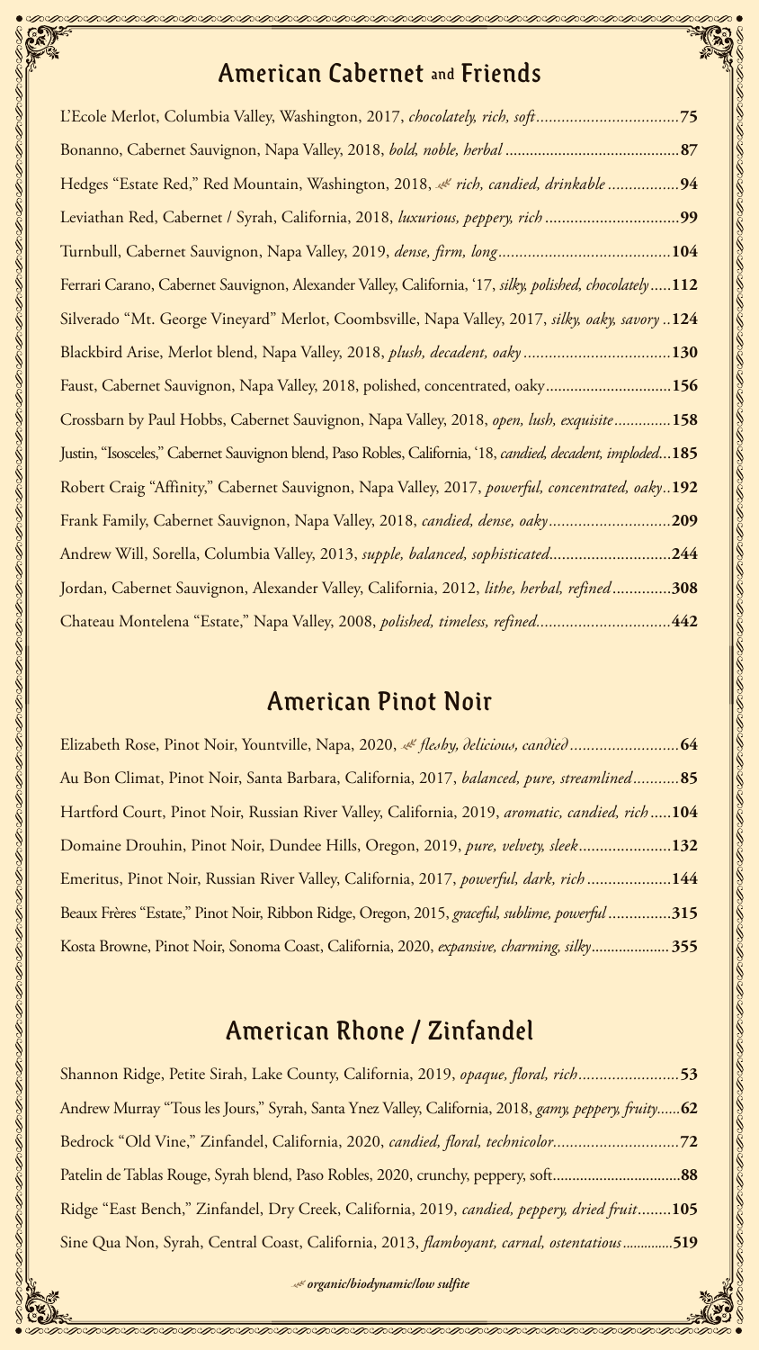## American Cabernet and Friends

L'Ecole Merlot, Columbia Valley, Washington, 2017, *chocolately, rich, soft*..................................**75**

Bonanno, Cabernet Sauvignon, Napa Valley, 2018, *bold, noble, herbal*..........................................**87**

Hedges "Estate Red," Red Mountain, Washington, 2018, ❦ *rich, candied, drinkable*.................**94**

Leviathan Red, Cabernet / Syrah, California, 2018, *luxurious, peppery, rich*................................**99**

Turnbull, Cabernet Sauvignon, Napa Valley, 2019, *dense, firm, long*........................................**104**

Ferrari Carano, Cabernet Sauvignon, Alexander Valley, California, '17, *silky, polished, chocolately*.....**112**

Silverado "Mt. George Vineyard" Merlot, Coombsville, Napa Valley, 2017, *silky, oaky, savory*..**124**

Blackbird Arise, Merlot blend, Napa Valley, 2018, *plush, decadent, oaky*...................................**130**

Faust, Cabernet Sauvignon, Napa Valley, 2018, polished, concentrated, oaky...............................**156**

Crossbarn by Paul Hobbs, Cabernet Sauvignon, Napa Valley, 2018, *open, lush, exquisite*..............**158**

Justin, "Isosceles," Cabernet Sauvignon blend, Paso Robles, California, '18, *candied, decadent, imploded*...**185**

Robert Craig "Affinity," Cabernet Sauvignon, Napa Valley, 2017, *powerful, concentrated, oaky*..**192**

Frank Family, Cabernet Sauvignon, Napa Valley, 2018, *candied, dense, oaky*.............................**209**

Andrew Will, Sorella, Columbia Valley, 2013, *supple, balanced, sophisticated*.............................**244**

Jordan, Cabernet Sauvignon, Alexander Valley, California, 2012, *lithe, herbal, refined*..............**308**

Chateau Montelena "Estate," Napa Valley, 2008, *polished, timeless, refined*................................**442**

## American Pinot Noir

Elizabeth Rose, Pinot Noir, Yountville, Napa, 2020, ❦ *fleshy, delicious, candied*..........................**64**

Au Bon Climat, Pinot Noir, Santa Barbara, California, 2017, *balanced, pure, streamlined*...........**85**

Hartford Court, Pinot Noir, Russian River Valley, California, 2019, *aromatic, candied, rich*.....**104**

Domaine Drouhin, Pinot Noir, Dundee Hills, Oregon, 2019, *pure, velvety, sleek*......................**132**

Emeritus, Pinot Noir, Russian River Valley, California, 2017, *powerful, dark, rich*....................**144**

Beaux Frères "Estate," Pinot Noir, Ribbon Ridge, Oregon, 2015, *graceful, sublime, powerful*...............**315**

Kosta Browne, Pinot Noir, Sonoma Coast, California, 2020, *expansive, charming, silky*....................**355**

## American Rhone / Zinfandel

Shannon Ridge, Petite Sirah, Lake County, California, 2019, *opaque, floral, rich*........................**53**

Andrew Murray "Tous les Jours," Syrah, Santa Ynez Valley, California, 2018, *gamy, peppery, fruity*......**62**

Bedrock "Old Vine," Zinfandel, California, 2020, *candied, floral, technicolor*..............................**72**

Patelin de Tablas Rouge, Syrah blend, Paso Robles, 2020, crunchy, peppery, soft.................................**88**

Ridge "East Bench," Zinfandel, Dry Creek, California, 2019, *candied, peppery, dried fruit*........**105**

Sine Qua Non, Syrah, Central Coast, California, 2013, *flamboyant, carnal, ostentatious*.............**519**

❦ ***organic/biodynamic/low sulfite***